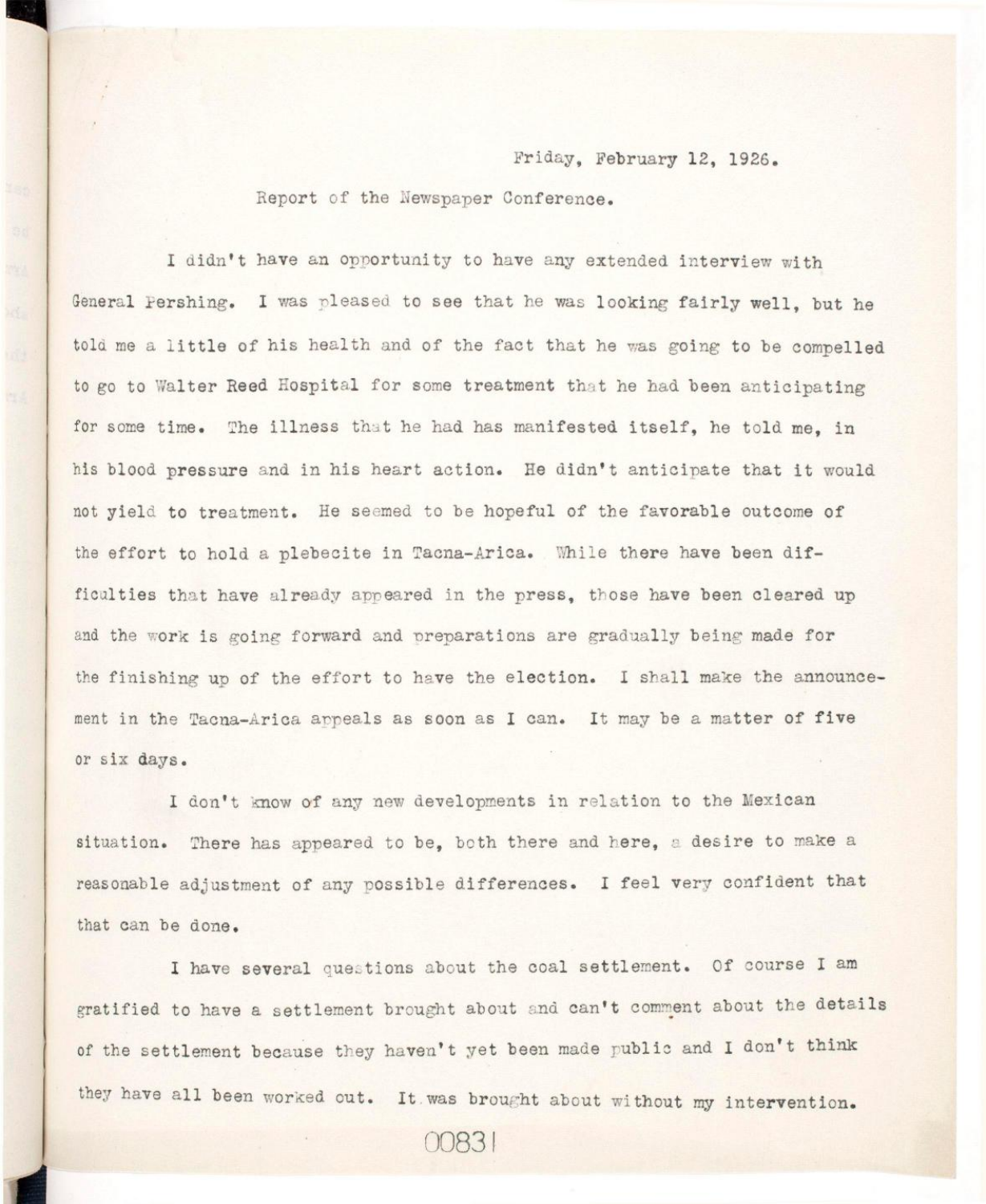Friday, February 12, 1926.

Report of the Newspaper Conference.

I didn't have an opportunity to have any extended interview with General Pershing. I was pleased to see that he was looking fairly well, but he told me a little of his health and of the fact that he was going to be compelled to go to Walter Reed Hospital for some treatment that he had been anticipating for some time. The illness that he had has manifested itself, he told me, in his blood pressure and in his heart action. He didn't anticipate that it would not yield to treatment. He seemed to be hopeful of the favorable outcome of the effort to hold a plebecite in Tacna-Arica. While there have been difficulties that have already appeared in the press, those have been cleared up and the work is going forward and preparations are gradually being made for the finishing up of the effort to have the election. I shall make the announcement in the Tacna-Arica appeals as soon as I can. It may be a matter of five or six days.

I don't know of any new developments in relation to the Mexican situation. There has appeared to be, both there and here, a desire to make a reasonable adjustment of any possible differences. I feel very confident that that can be done.

I have several questions about the coal settlement. Of course I am gratified to have a settlement brought about and can't comment about the details of the settlement because they haven't yet been made public and I don't think they have all been worked out. It was brought about without my intervention.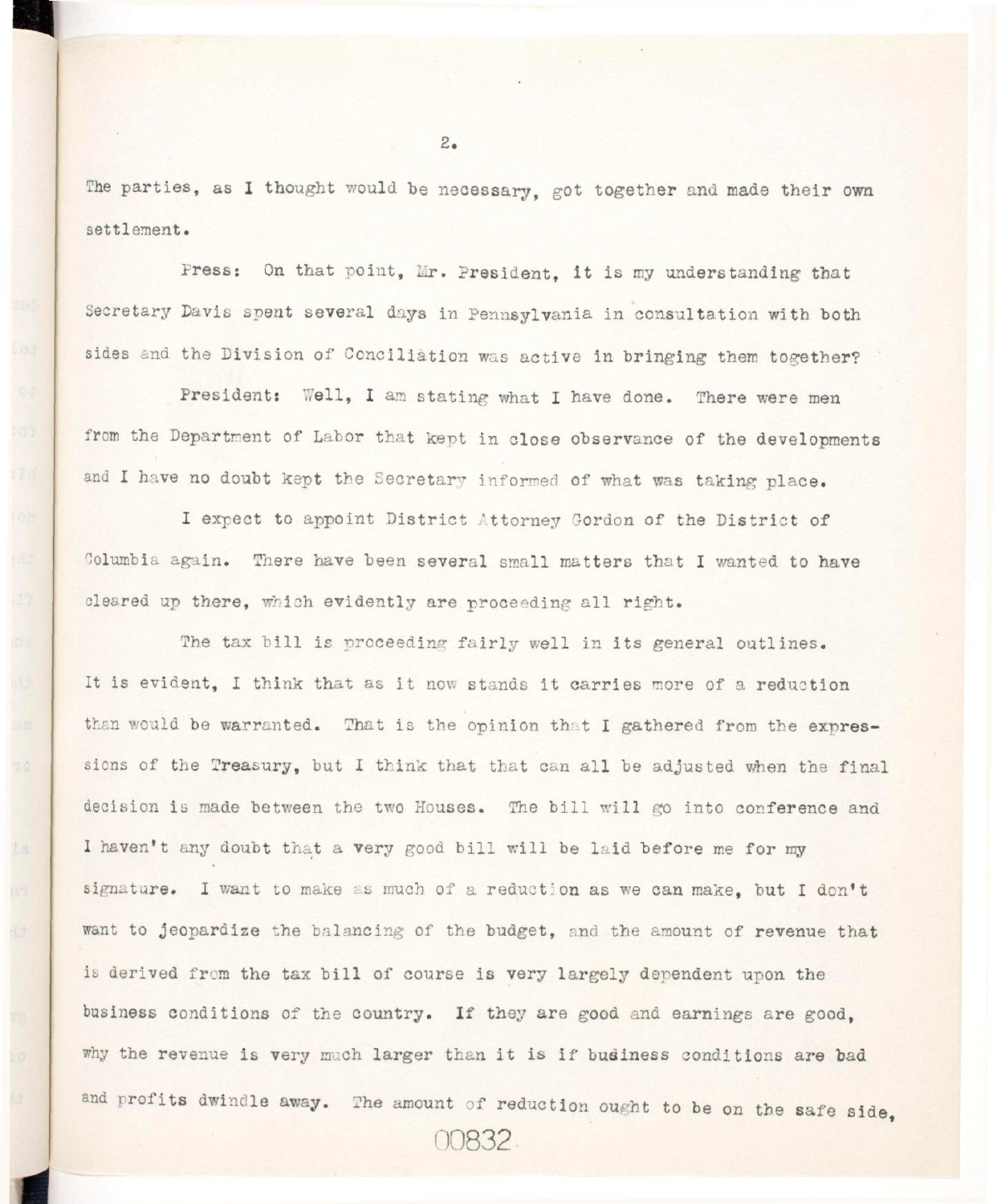The parties, as I thought would be necessary, got together and made their own settlement.

Press: On that point, Mr. President, it is my understanding that Secretary Davis spent several days in Pennsylvania in consultation with both sides and the Division of Conciliation was active in bringing them together?

President: Well, I am stating what I have done. There were men from the Department of Labor that kept in close observance of the developments and I have no doubt kept the Secretary informed of what was taking place.

I expect to appoint District Attorney Gordon of the District of Columbia again. There have been several small matters that I wanted to have cleared up there, which evidently are proceeding all right.

The tax bill is proceeding fairly well in its general outlines. It is evident, I think that as it now stands it carries more of a reduction than would be warranted. That is the opinion that I gathered from the expressions of the Treasury, but I think that that can all be adjusted when the final decision is made between the two Houses. The bill will go into conference and I haven't any doubt that a very good bill will be laid before me for my signature. I want to make as much of a reduction as we can make, but I don't want to jeopardize the balancing of the budget, and the amount of revenue that is derived from the tax bill of course is very largely dependent upon the business conditions of the country. If they are good and earnings are good, why the revenue is very much larger than it is if business conditions are bad and profits dwindle away. The amount of reduction ought to be on the safe side,

00832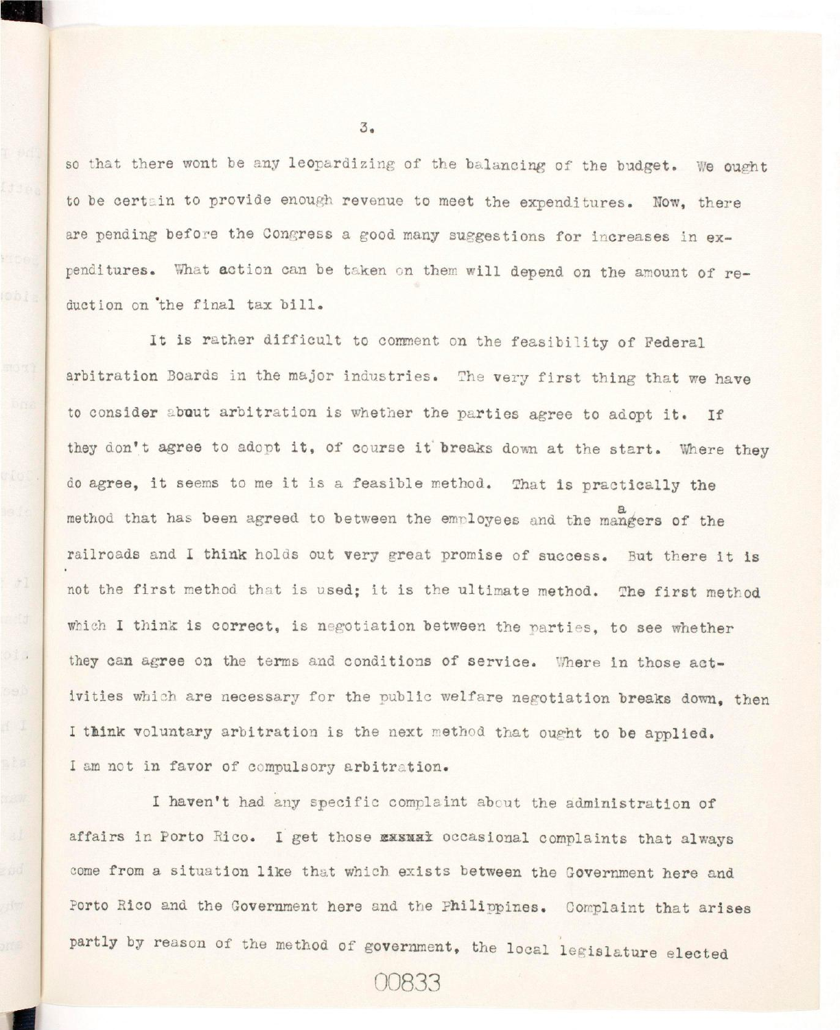so that there wont be any leopardizing of the balancing of the budget. We ought to be certain to provide enough revenue to meet the expenditures. Now, there are pending before the Congress a good many suggestions for increases in expenditures. What action can be taken on them will depend on the amount of reduction on the final tax bill.

It is rather difficult to comment on the feasibility of Federal arbitration Boards in the major industries. The very first thing that we have to consider about arbitration is whether the parties agree to adopt it. If they don't agree to adopt it, of course it breaks down at the start. Where they do agree, it seems to me it is a feasible method. That is practically the method that has been agreed to between the employees and the managers of the railroads and I think holds out very great promise of success. But there it is not the first method that is used; it is the ultimate method. The first method which I think is correct, is negotiation between the parties, to see whether they can agree on the terms and conditions of service. Where in those activities which are necessary for the public welfare negotiation breaks down, then I think voluntary arbitration is the next method that ought to be applied. I am not in favor of compulsory arbitration.

I haven't had any specific complaint about the administration of affairs in Porto Rico. I get those xxxxx occasional complaints that always come from a situation like that which exists between the Government here and Porto Rico and the Government here and the Philippines. Complaint that arises partly by reason of the method of government, the local legislature elected

00833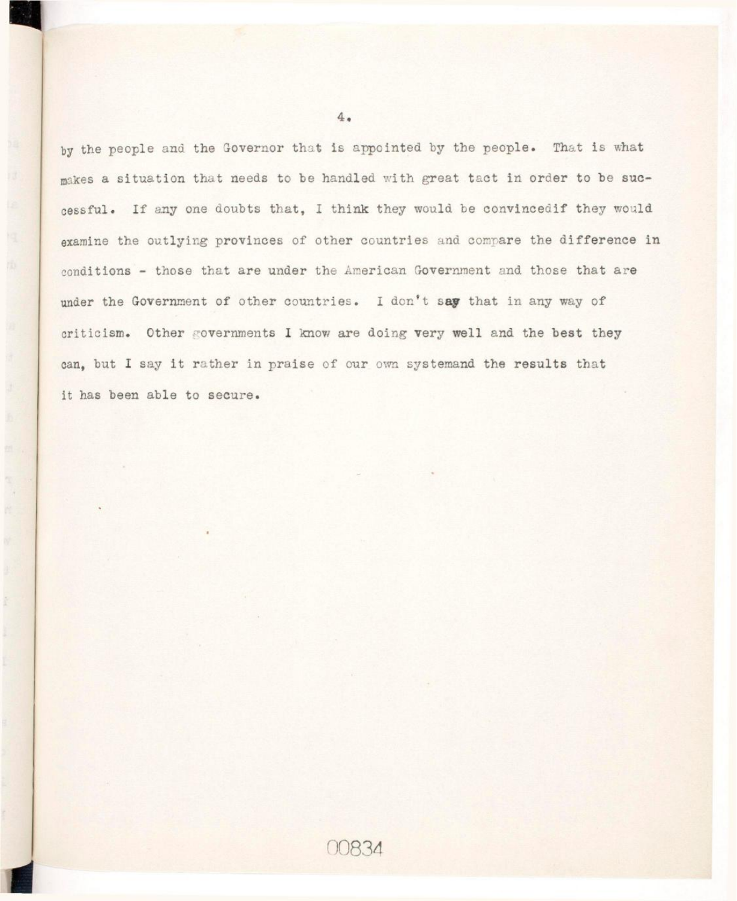by the people and the Governor that is appointed by the people. That is what makes a situation that needs to be handled with great tact in order to be successful. If any one doubts that, I think they would be convincedif they would examine the outlying provinces of other countries and compare the difference in conditions - those that are under the American Government and those that are under the Government of other countries. I don't say that in any way of criticism. Other governments I know are doing very well and the best they can, but I say it rather in praise of our own systemand the results that it has been able to secure.

00834